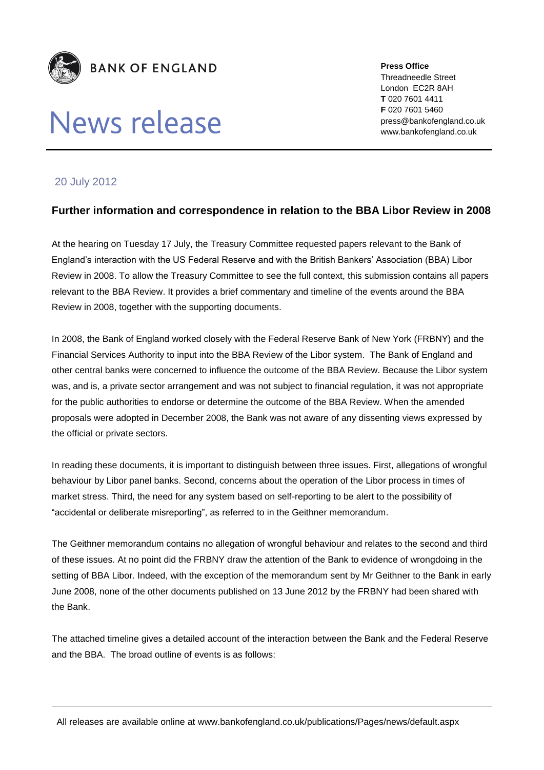**BANK OF ENGLAND**

# News release

**Press Office**
Threadneedle Street
London EC2R 8AH
**T** 020 7601 4411
**F** 020 7601 5460
press@bankofengland.co.uk
www.bankofengland.co.uk

20 July 2012

## Further information and correspondence in relation to the BBA Libor Review in 2008

At the hearing on Tuesday 17 July, the Treasury Committee requested papers relevant to the Bank of England's interaction with the US Federal Reserve and with the British Bankers' Association (BBA) Libor Review in 2008. To allow the Treasury Committee to see the full context, this submission contains all papers relevant to the BBA Review. It provides a brief commentary and timeline of the events around the BBA Review in 2008, together with the supporting documents.

In 2008, the Bank of England worked closely with the Federal Reserve Bank of New York (FRBNY) and the Financial Services Authority to input into the BBA Review of the Libor system. The Bank of England and other central banks were concerned to influence the outcome of the BBA Review. Because the Libor system was, and is, a private sector arrangement and was not subject to financial regulation, it was not appropriate for the public authorities to endorse or determine the outcome of the BBA Review. When the amended proposals were adopted in December 2008, the Bank was not aware of any dissenting views expressed by the official or private sectors.

In reading these documents, it is important to distinguish between three issues. First, allegations of wrongful behaviour by Libor panel banks. Second, concerns about the operation of the Libor process in times of market stress. Third, the need for any system based on self-reporting to be alert to the possibility of "accidental or deliberate misreporting", as referred to in the Geithner memorandum.

The Geithner memorandum contains no allegation of wrongful behaviour and relates to the second and third of these issues. At no point did the FRBNY draw the attention of the Bank to evidence of wrongdoing in the setting of BBA Libor. Indeed, with the exception of the memorandum sent by Mr Geithner to the Bank in early June 2008, none of the other documents published on 13 June 2012 by the FRBNY had been shared with the Bank.

The attached timeline gives a detailed account of the interaction between the Bank and the Federal Reserve and the BBA. The broad outline of events is as follows:

All releases are available online at www.bankofengland.co.uk/publications/Pages/news/default.aspx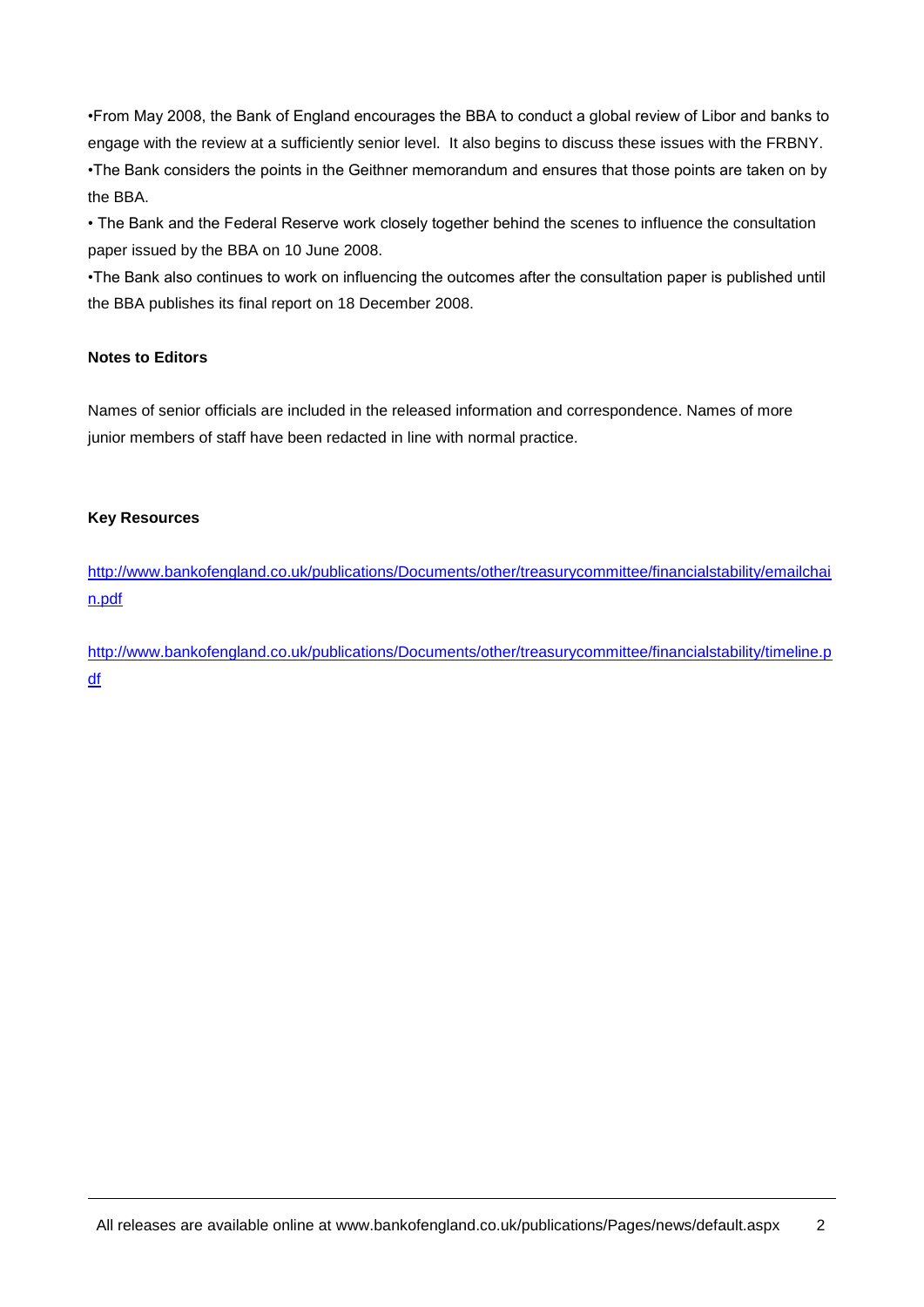- From May 2008, the Bank of England encourages the BBA to conduct a global review of Libor and banks to engage with the review at a sufficiently senior level. It also begins to discuss these issues with the FRBNY.
- The Bank considers the points in the Geithner memorandum and ensures that those points are taken on by the BBA.
- The Bank and the Federal Reserve work closely together behind the scenes to influence the consultation paper issued by the BBA on 10 June 2008.
- The Bank also continues to work on influencing the outcomes after the consultation paper is published until the BBA publishes its final report on 18 December 2008.

**Notes to Editors**

Names of senior officials are included in the released information and correspondence. Names of more junior members of staff have been redacted in line with normal practice.

**Key Resources**

http://www.bankofengland.co.uk/publications/Documents/other/treasurycommittee/financialstability/emailchain.pdf

http://www.bankofengland.co.uk/publications/Documents/other/treasurycommittee/financialstability/timeline.pdf

All releases are available online at www.bankofengland.co.uk/publications/Pages/news/default.aspx